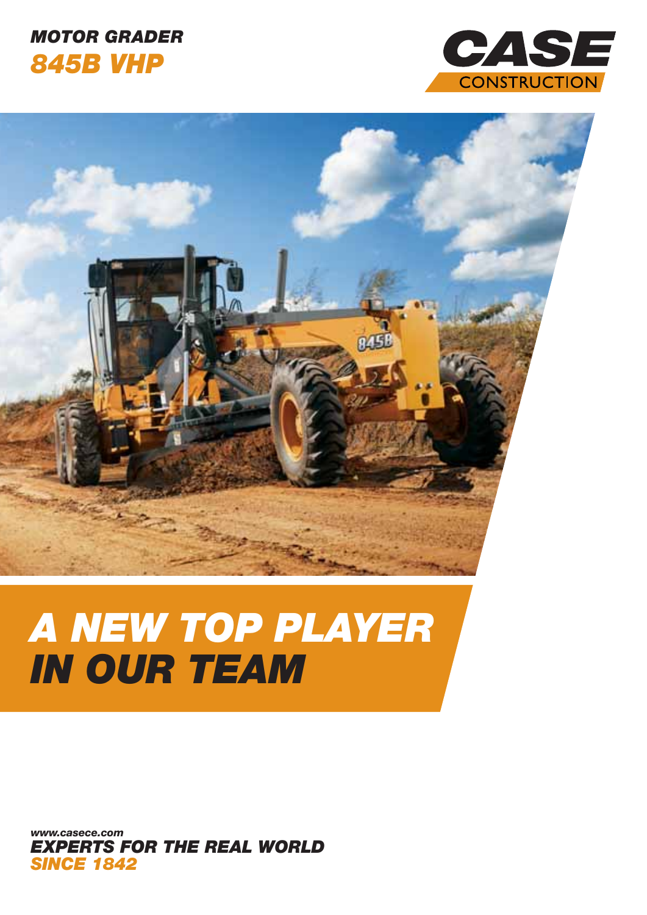**MOTOR GRADER**

**845B VHP**

CASE CONSTRUCTION

# A NEW TOP PLAYER IN OUR TEAM

www.casece.com

**EXPERTS FOR THE REAL WORLD**

**SINCE 1842**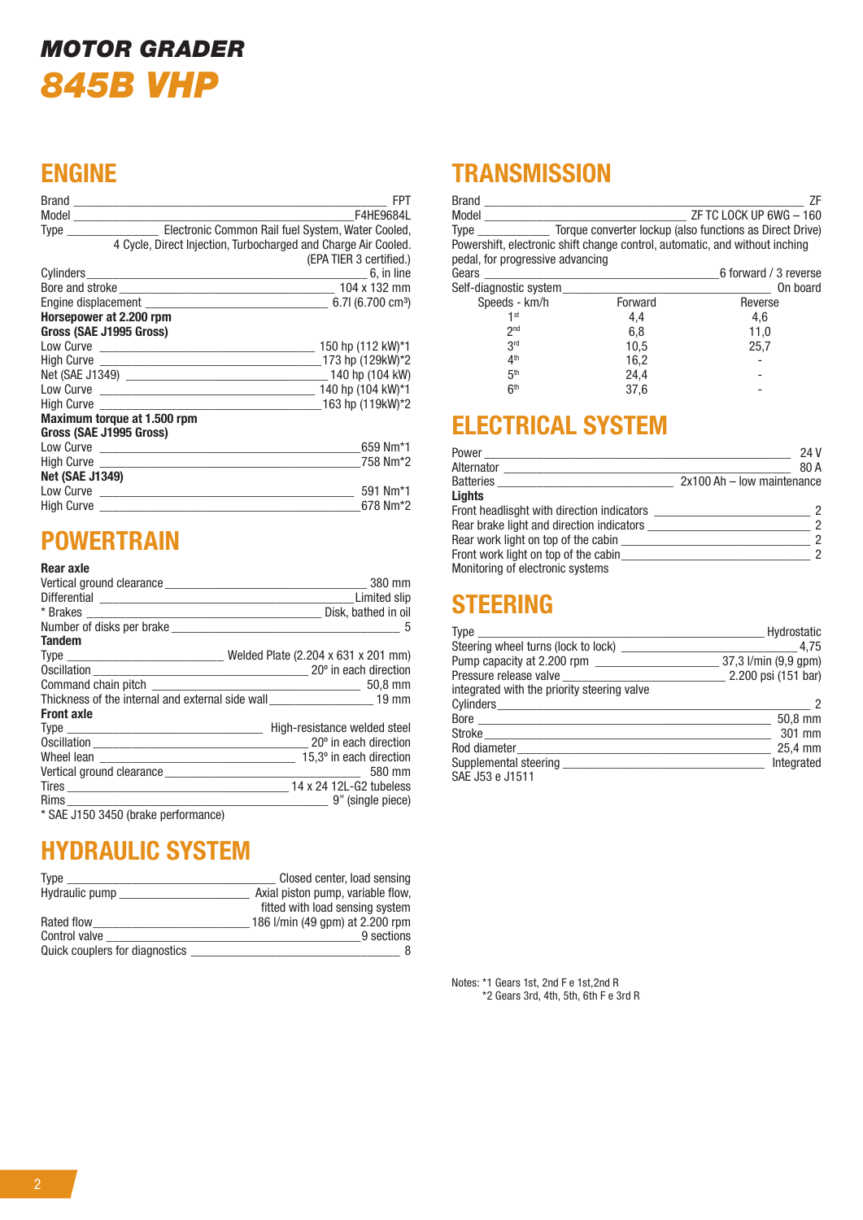# MOTOR GRADER
# 845B VHP

## ENGINE

| | |
|---|---|
| Brand | FPT |
| Model | F4HE9684L |
| Type | Electronic Common Rail fuel System, Water Cooled, 4 Cycle, Direct Injection, Turbocharged and Charge Air Cooled. (EPA TIER 3 certified.) |
| Cylinders | 6, in line |
| Bore and stroke | 104 x 132 mm |
| Engine displacement | 6.7l (6.700 cm³) |

**Horsepower at 2.200 rpm**

**Gross (SAE J1995 Gross)**

| | |
|---|---|
| Low Curve | 150 hp (112 kW)*1 |
| High Curve | 173 hp (129kW)*2 |
| Net (SAE J1349) | 140 hp (104 kW) |
| Low Curve | 140 hp (104 kW)*1 |
| High Curve | 163 hp (119kW)*2 |

**Maximum torque at 1.500 rpm**

**Gross (SAE J1995 Gross)**

| | |
|---|---|
| Low Curve | 659 Nm*1 |
| High Curve | 758 Nm*2 |

**Net (SAE J1349)**

| | |
|---|---|
| Low Curve | 591 Nm*1 |
| High Curve | 678 Nm*2 |

## POWERTRAIN

**Rear axle**

| | |
|---|---|
| Vertical ground clearance | 380 mm |
| Differential | Limited slip |
| * Brakes | Disk, bathed in oil |
| Number of disks per brake | 5 |

**Tandem**

| | |
|---|---|
| Type | Welded Plate (2.204 x 631 x 201 mm) |
| Oscillation | 20º in each direction |
| Command chain pitch | 50,8 mm |
| Thickness of the internal and external side wall | 19 mm |

**Front axle**

| | |
|---|---|
| Type | High-resistance welded steel |
| Oscillation | 20º in each direction |
| Wheel lean | 15,3º in each direction |
| Vertical ground clearance | 580 mm |
| Tires | 14 x 24 12L-G2 tubeless |
| Rims | 9" (single piece) |

* SAE J150 3450 (brake performance)

## HYDRAULIC SYSTEM

| | |
|---|---|
| Type | Closed center, load sensing |
| Hydraulic pump | Axial piston pump, variable flow, fitted with load sensing system |
| Rated flow | 186 l/min (49 gpm) at 2.200 rpm |
| Control valve | 9 sections |
| Quick couplers for diagnostics | 8 |

## TRANSMISSION

| | |
|---|---|
| Brand | ZF |
| Model | ZF TC LOCK UP 6WG – 160 |
| Type | Torque converter lockup (also functions as Direct Drive) |

Powershift, electronic shift change control, automatic, and without inching pedal, for progressive advancing

| | |
|---|---|
| Gears | 6 forward / 3 reverse |
| Self-diagnostic system | On board |

| Speeds - km/h | Forward | Reverse |
|---|---|---|
| 1st | 4,4 | 4,6 |
| 2nd | 6,8 | 11,0 |
| 3rd | 10,5 | 25,7 |
| 4th | 16,2 | - |
| 5th | 24,4 | - |
| 6th | 37,6 | - |

## ELECTRICAL SYSTEM

| | |
|---|---|
| Power | 24 V |
| Alternator | 80 A |
| Batteries | 2x100 Ah – low maintenance |

**Lights**

| | |
|---|---|
| Front headlisght with direction indicators | 2 |
| Rear brake light and direction indicators | 2 |
| Rear work light on top of the cabin | 2 |
| Front work light on top of the cabin | 2 |

Monitoring of electronic systems

## STEERING

| | |
|---|---|
| Type | Hydrostatic |
| Steering wheel turns (lock to lock) | 4,75 |
| Pump capacity at 2.200 rpm | 37,3 l/min (9,9 gpm) |
| Pressure release valve | 2.200 psi (151 bar) |

integrated with the priority steering valve

| | |
|---|---|
| Cylinders | 2 |
| Bore | 50,8 mm |
| Stroke | 301 mm |
| Rod diameter | 25,4 mm |
| Supplemental steering | Integrated |

SAE J53 e J1511

Notes: *1 Gears 1st, 2nd F e 1st,2nd R
*2 Gears 3rd, 4th, 5th, 6th F e 3rd R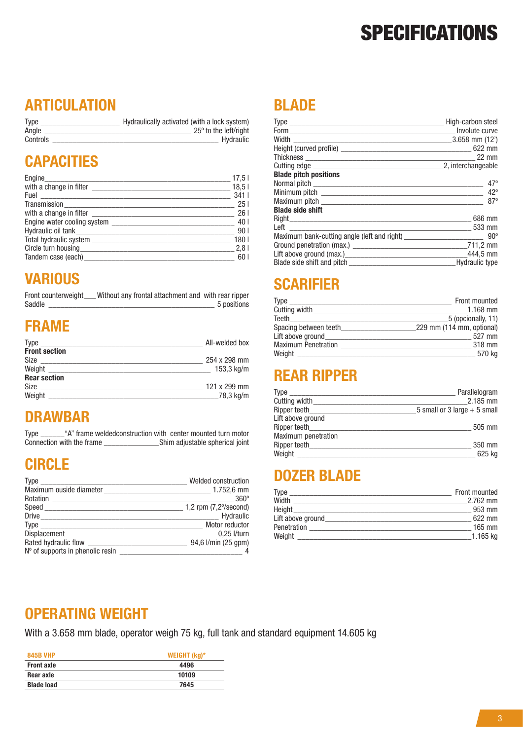# SPECIFICATIONS

## ARTICULATION

| | |
|---|---|
| Type | Hydraulically activated (with a lock system) |
| Angle | 25º to the left/right |
| Controls | Hydraulic |

## CAPACITIES

| | |
|---|---|
| Engine | 17,5 l |
| with a change in filter | 18,5 l |
| Fuel | 341 l |
| Transmission | 25 l |
| with a change in filter | 26 l |
| Engine water cooling system | 40 l |
| Hydraulic oil tank | 90 l |
| Total hydraulic system | 180 l |
| Circle turn housing | 2,8 l |
| Tandem case (each) | 60 l |

## VARIOUS

| | |
|---|---|
| Front counterweight | Without any frontal attachment and with rear ripper |
| Saddle | 5 positions |

## FRAME

| | |
|---|---|
| Type | All-welded box |
| **Front section** | |
| Size | 254 x 298 mm |
| Weight | 153,3 kg/m |
| **Rear section** | |
| Size | 121 x 299 mm |
| Weight | 78,3 kg/m |

## DRAWBAR

| | |
|---|---|
| Type | "A" frame weldedconstruction with center mounted turn motor |
| Connection with the frame | Shim adjustable spherical joint |

## CIRCLE

| | |
|---|---|
| Type | Welded construction |
| Maximum ouside diameter | 1.752,6 mm |
| Rotation | 360º |
| Speed | 1,2 rpm (7,2º/second) |
| Drive | Hydraulic |
| Type | Motor reductor |
| Displacement | 0,25 l/turn |
| Rated hydraulic flow | 94,6 l/min (25 gpm) |
| Nº of supports in phenolic resin | 4 |

## BLADE

| | |
|---|---|
| Type | High-carbon steel |
| Form | Involute curve |
| Width | 3.658 mm (12') |
| Height (curved profile) | 622 mm |
| Thickness | 22 mm |
| Cutting edge | 2, interchangeable |
| **Blade pitch positions** | |
| Normal pitch | 47º |
| Minimum pitch | 42º |
| Maximum pitch | 87º |
| **Blade side shift** | |
| Right | 686 mm |
| Left | 533 mm |
| Maximum bank-cutting angle (left and right) | 90º |
| Ground penetration (max.) | 711,2 mm |
| Lift above ground (max.) | 444,5 mm |
| Blade side shift and pitch | Hydraulic type |

## SCARIFIER

| | |
|---|---|
| Type | Front mounted |
| Cutting width | 1.168 mm |
| Teeth | 5 (opcionally, 11) |
| Spacing between teeth | 229 mm (114 mm, optional) |
| Lift above ground | 527 mm |
| Maximum Penetration | 318 mm |
| Weight | 570 kg |

## REAR RIPPER

| | |
|---|---|
| Type | Parallelogram |
| Cutting width | 2.185 mm |
| Ripper teeth | 5 small or 3 large + 5 small |
| Lift above ground | |
| Ripper teeth | 505 mm |
| Maximum penetration | |
| Ripper teeth | 350 mm |
| Weight | 625 kg |

## DOZER BLADE

| | |
|---|---|
| Type | Front mounted |
| Width | 2.762 mm |
| Height | 953 mm |
| Lift above ground | 622 mm |
| Penetration | 165 mm |
| Weight | 1.165 kg |

## OPERATING WEIGHT

With a 3.658 mm blade, operator weigh 75 kg, full tank and standard equipment 14.605 kg

| 845B VHP | WEIGHT (kg)* |
|---|---|
| **Front axle** | **4496** |
| **Rear axle** | **10109** |
| **Blade load** | **7645** |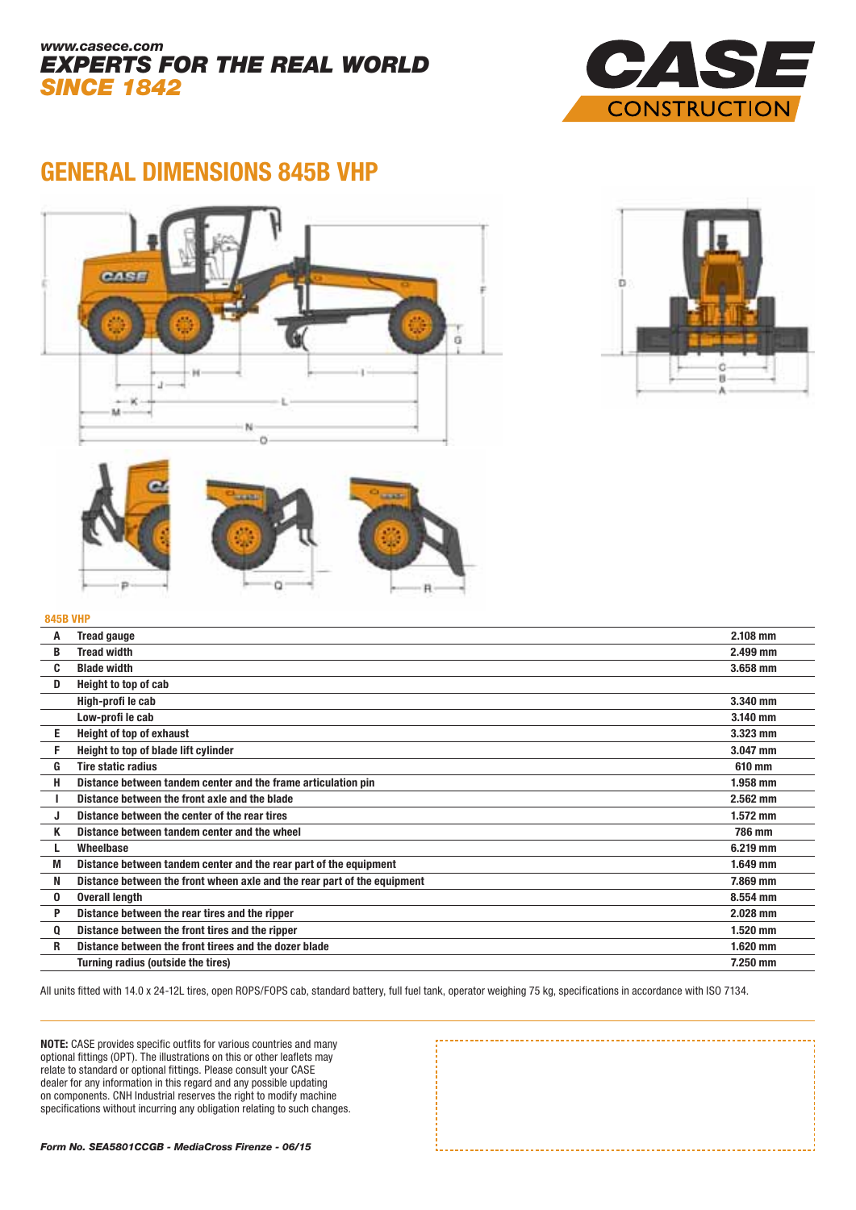*www.casece.com*
***EXPERTS FOR THE REAL WORLD***
***SINCE 1842***

CASE CONSTRUCTION

# GENERAL DIMENSIONS 845B VHP

**845B VHP**

| | | |
|---|---|---|
| **A** | **Tread gauge** | **2.108 mm** |
| **B** | **Tread width** | **2.499 mm** |
| **C** | **Blade width** | **3.658 mm** |
| **D** | **Height to top of cab** | |
| | **High-profi le cab** | **3.340 mm** |
| | **Low-profi le cab** | **3.140 mm** |
| **E** | **Height of top of exhaust** | **3.323 mm** |
| **F** | **Height to top of blade lift cylinder** | **3.047 mm** |
| **G** | **Tire static radius** | **610 mm** |
| **H** | **Distance between tandem center and the frame articulation pin** | **1.958 mm** |
| **I** | **Distance between the front axle and the blade** | **2.562 mm** |
| **J** | **Distance between the center of the rear tires** | **1.572 mm** |
| **K** | **Distance between tandem center and the wheel** | **786 mm** |
| **L** | **Wheelbase** | **6.219 mm** |
| **M** | **Distance between tandem center and the rear part of the equipment** | **1.649 mm** |
| **N** | **Distance between the front wheen axle and the rear part of the equipment** | **7.869 mm** |
| **O** | **Overall length** | **8.554 mm** |
| **P** | **Distance between the rear tires and the ripper** | **2.028 mm** |
| **Q** | **Distance between the front tires and the ripper** | **1.520 mm** |
| **R** | **Distance between the front tirees and the dozer blade** | **1.620 mm** |
| | **Turning radius (outside the tires)** | **7.250 mm** |

All units fitted with 14.0 x 24-12L tires, open ROPS/FOPS cab, standard battery, full fuel tank, operator weighing 75 kg, specifications in accordance with ISO 7134.

**NOTE:** CASE provides specific outfits for various countries and many optional fittings (OPT). The illustrations on this or other leaflets may relate to standard or optional fittings. Please consult your CASE dealer for any information in this regard and any possible updating on components. CNH Industrial reserves the right to modify machine specifications without incurring any obligation relating to such changes.

***Form No. SEA5801CCGB - MediaCross Firenze - 06/15***